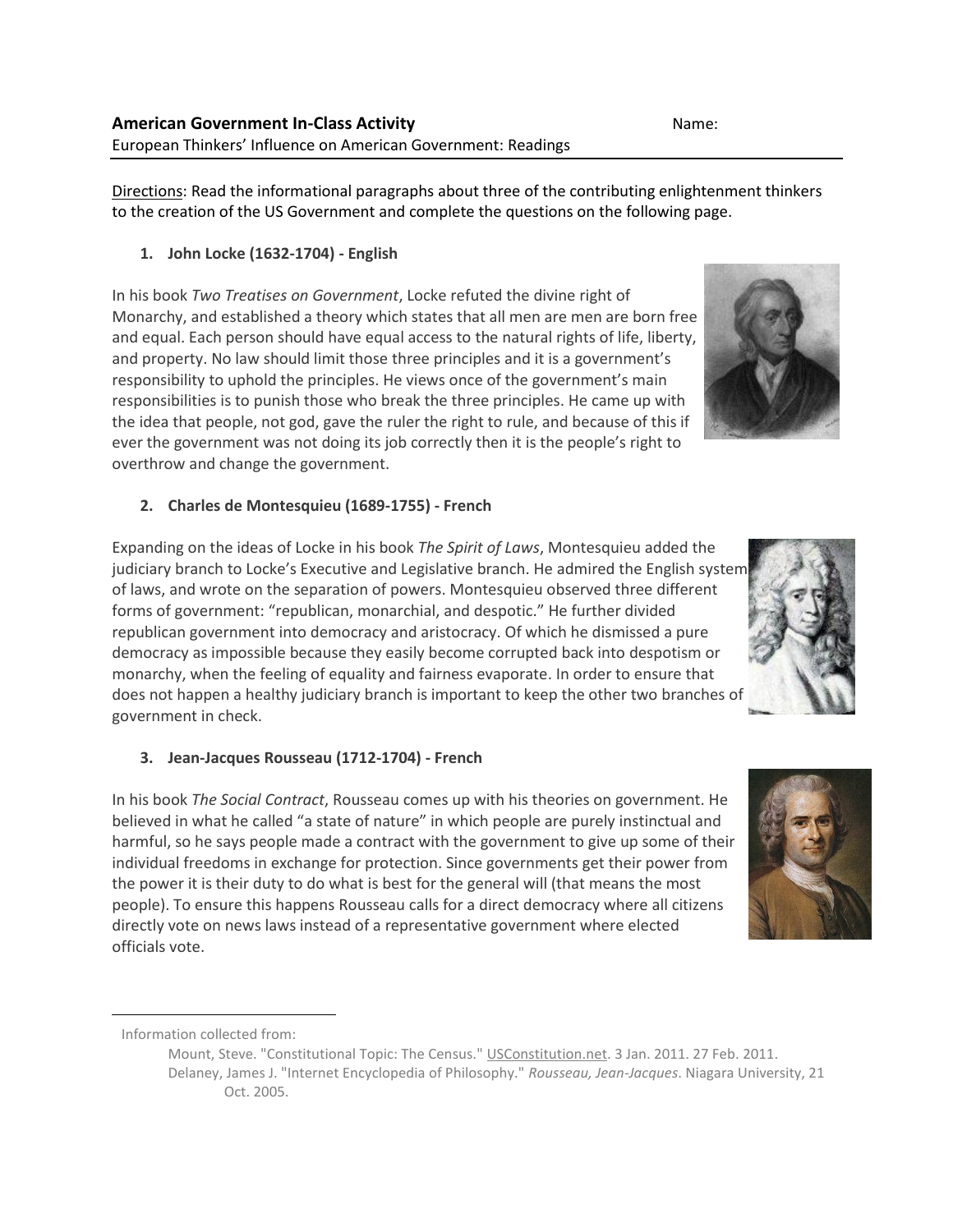**American Government In-Class Activity** Name:

European Thinkers' Influence on American Government: Readings

Directions: Read the informational paragraphs about three of the contributing enlightenment thinkers to the creation of the US Government and complete the questions on the following page.

1. **John Locke (1632-1704) - English**

In his book *Two Treatises on Government*, Locke refuted the divine right of Monarchy, and established a theory which states that all men are men are born free and equal. Each person should have equal access to the natural rights of life, liberty, and property. No law should limit those three principles and it is a government's responsibility to uphold the principles. He views once of the government's main responsibilities is to punish those who break the three principles. He came up with the idea that people, not god, gave the ruler the right to rule, and because of this if ever the government was not doing its job correctly then it is the people's right to overthrow and change the government.

2. **Charles de Montesquieu (1689-1755) - French**

Expanding on the ideas of Locke in his book *The Spirit of Laws*, Montesquieu added the judiciary branch to Locke's Executive and Legislative branch. He admired the English system of laws, and wrote on the separation of powers. Montesquieu observed three different forms of government: "republican, monarchial, and despotic." He further divided republican government into democracy and aristocracy. Of which he dismissed a pure democracy as impossible because they easily become corrupted back into despotism or monarchy, when the feeling of equality and fairness evaporate. In order to ensure that does not happen a healthy judiciary branch is important to keep the other two branches of government in check.

3. **Jean-Jacques Rousseau (1712-1704) - French**

In his book *The Social Contract*, Rousseau comes up with his theories on government. He believed in what he called "a state of nature" in which people are purely instinctual and harmful, so he says people made a contract with the government to give up some of their individual freedoms in exchange for protection. Since governments get their power from the power it is their duty to do what is best for the general will (that means the most people). To ensure this happens Rousseau calls for a direct democracy where all citizens directly vote on news laws instead of a representative government where elected officials vote.

---

Information collected from:

Mount, Steve. "Constitutional Topic: The Census." USConstitution.net. 3 Jan. 2011. 27 Feb. 2011.

Delaney, James J. "Internet Encyclopedia of Philosophy." *Rousseau, Jean-Jacques*. Niagara University, 21 Oct. 2005.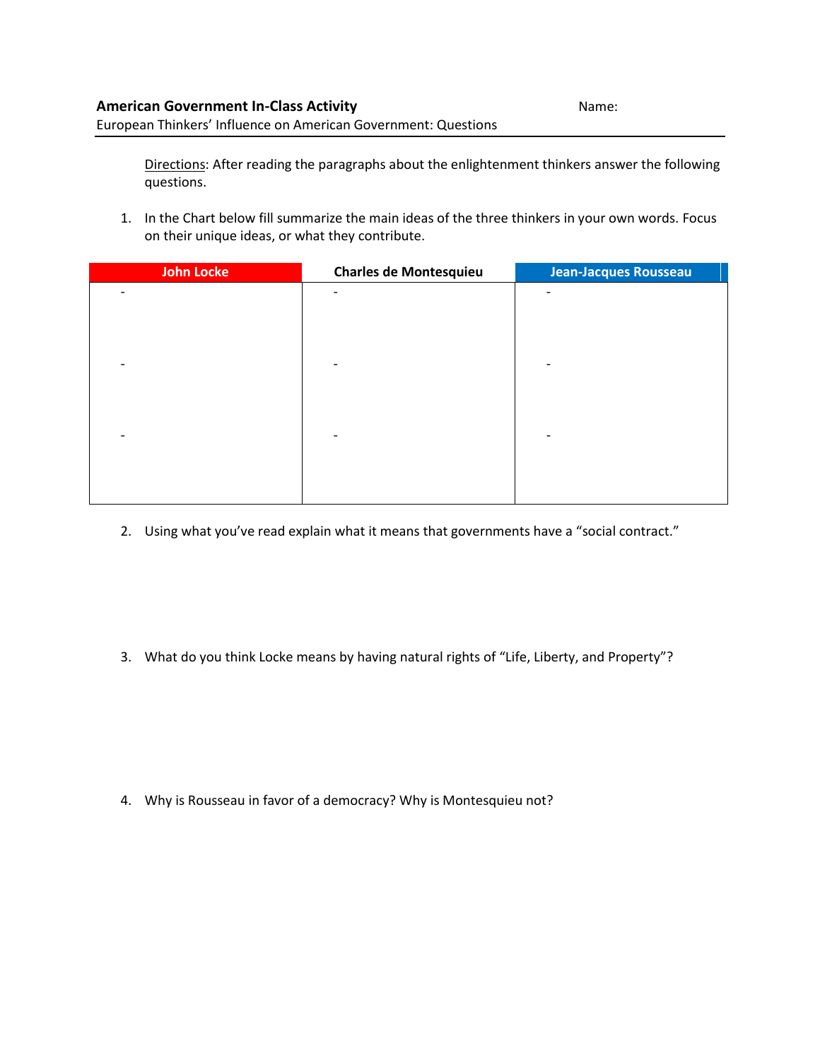**American Government In-Class Activity** Name:

European Thinkers' Influence on American Government: Questions

Directions: After reading the paragraphs about the enlightenment thinkers answer the following questions.

1. In the Chart below fill summarize the main ideas of the three thinkers in your own words. Focus on their unique ideas, or what they contribute.

| John Locke | Charles de Montesquieu | Jean-Jacques Rousseau |
|---|---|---|
| - | - | - |
| - | - | - |
| - | - | - |

2. Using what you've read explain what it means that governments have a "social contract."

3. What do you think Locke means by having natural rights of "Life, Liberty, and Property"?

4. Why is Rousseau in favor of a democracy? Why is Montesquieu not?